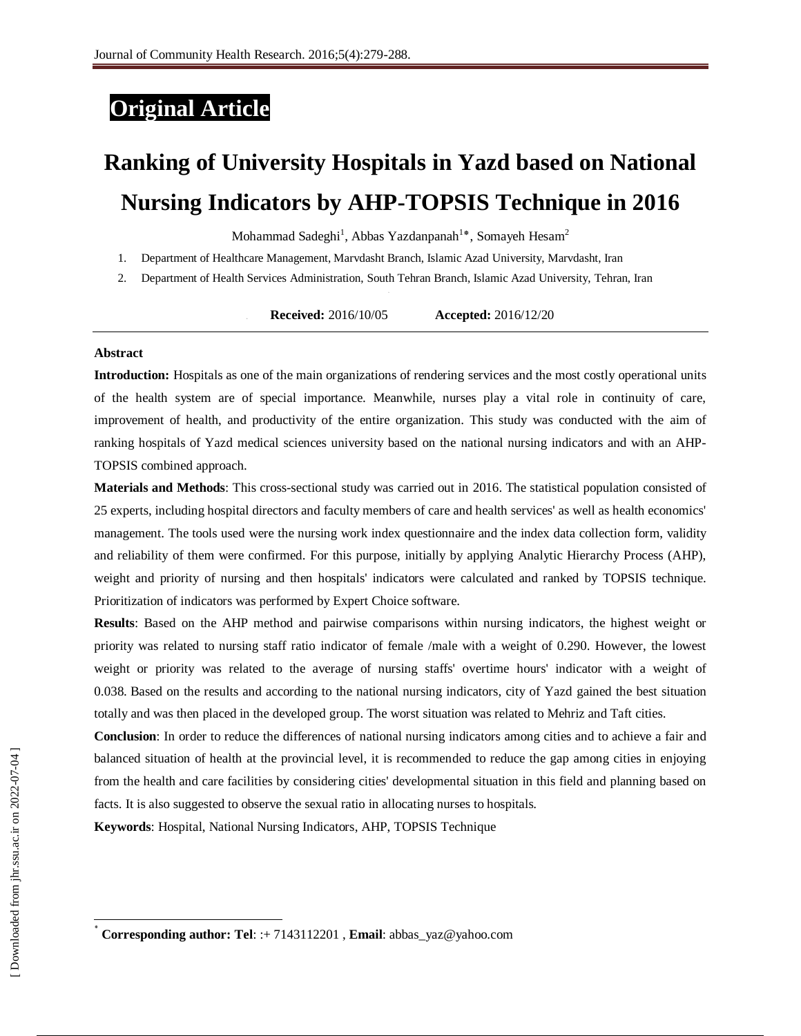Original Article

# Ranking of University Hospitals in Yazd based on National Nursing Indicators by AHP-TOPSIS Technique in 2016

Mohammad Sadeghi[1], Abbas Yazdanpanah[1*], Somayeh Hesam[2]

1. Department of Healthcare Management, Marvdasht Branch, Islamic Azad University, Marvdasht, Iran
2. Department of Health Services Administration, South Tehran Branch, Islamic Azad University, Tehran, Iran

**Received:** 2016/10/05 **Accepted:** 2016/12/20

## Abstract

**Introduction:** Hospitals as one of the main organizations of rendering services and the most costly operational units of the health system are of special importance. Meanwhile, nurses play a vital role in continuity of care, improvement of health, and productivity of the entire organization. This study was conducted with the aim of ranking hospitals of Yazd medical sciences university based on the national nursing indicators and with an AHP-TOPSIS combined approach.

**Materials and Methods**: This cross-sectional study was carried out in 2016. The statistical population consisted of 25 experts, including hospital directors and faculty members of care and health services' as well as health economics' management. The tools used were the nursing work index questionnaire and the index data collection form, validity and reliability of them were confirmed. For this purpose, initially by applying Analytic Hierarchy Process (AHP), weight and priority of nursing and then hospitals' indicators were calculated and ranked by TOPSIS technique. Prioritization of indicators was performed by Expert Choice software.

**Results**: Based on the AHP method and pairwise comparisons within nursing indicators, the highest weight or priority was related to nursing staff ratio indicator of female /male with a weight of 0.290. However, the lowest weight or priority was related to the average of nursing staffs' overtime hours' indicator with a weight of 0.038. Based on the results and according to the national nursing indicators, city of Yazd gained the best situation totally and was then placed in the developed group. The worst situation was related to Mehriz and Taft cities.

**Conclusion**: In order to reduce the differences of national nursing indicators among cities and to achieve a fair and balanced situation of health at the provincial level, it is recommended to reduce the gap among cities in enjoying from the health and care facilities by considering cities' developmental situation in this field and planning based on facts. It is also suggested to observe the sexual ratio in allocating nurses to hospitals.

**Keywords**: Hospital, National Nursing Indicators, AHP, TOPSIS Technique

[*] **Corresponding author: Tel**: :+ 7143112201 , **Email**: abbas_yaz@yahoo.com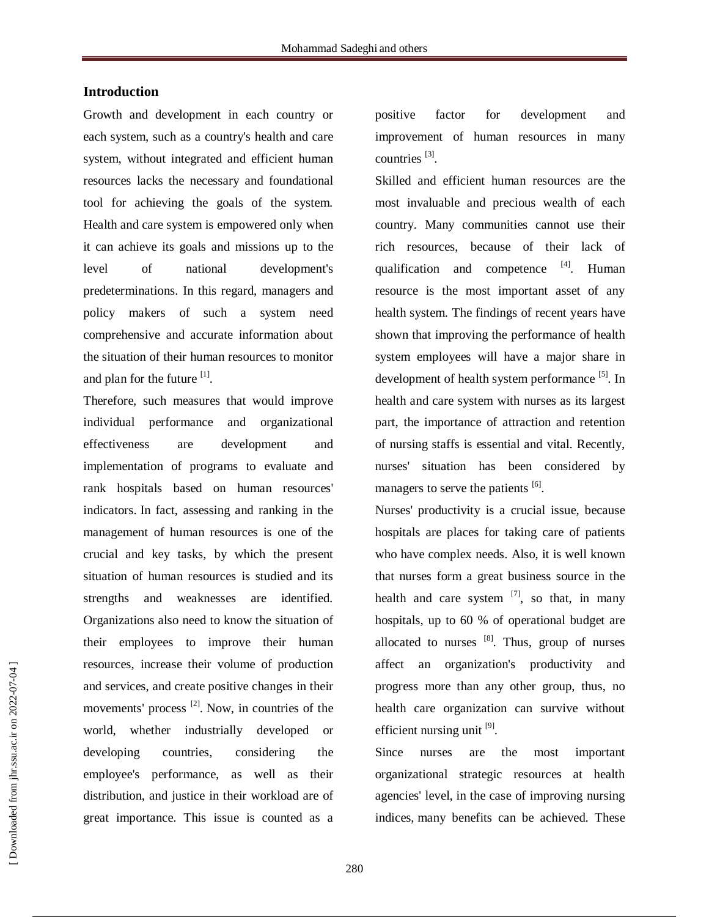## Introduction

Growth and development in each country or each system, such as a country's health and care system, without integrated and efficient human resources lacks the necessary and foundational tool for achieving the goals of the system. Health and care system is empowered only when it can achieve its goals and missions up to the level of national development's predeterminations. In this regard, managers and policy makers of such a system need comprehensive and accurate information about the situation of their human resources to monitor and plan for the future [1].

Therefore, such measures that would improve individual performance and organizational effectiveness are development and implementation of programs to evaluate and rank hospitals based on human resources' indicators. In fact, assessing and ranking in the management of human resources is one of the crucial and key tasks, by which the present situation of human resources is studied and its strengths and weaknesses are identified. Organizations also need to know the situation of their employees to improve their human resources, increase their volume of production and services, and create positive changes in their movements' process [2]. Now, in countries of the world, whether industrially developed or developing countries, considering the employee's performance, as well as their distribution, and justice in their workload are of great importance. This issue is counted as a positive factor for development and improvement of human resources in many countries [3].

Skilled and efficient human resources are the most invaluable and precious wealth of each country. Many communities cannot use their rich resources, because of their lack of qualification and competence [4]. Human resource is the most important asset of any health system. The findings of recent years have shown that improving the performance of health system employees will have a major share in development of health system performance [5]. In health and care system with nurses as its largest part, the importance of attraction and retention of nursing staffs is essential and vital. Recently, nurses' situation has been considered by managers to serve the patients [6].

Nurses' productivity is a crucial issue, because hospitals are places for taking care of patients who have complex needs. Also, it is well known that nurses form a great business source in the health and care system [7], so that, in many hospitals, up to 60 % of operational budget are allocated to nurses [8]. Thus, group of nurses affect an organization's productivity and progress more than any other group, thus, no health care organization can survive without efficient nursing unit [9].

Since nurses are the most important organizational strategic resources at health agencies' level, in the case of improving nursing indices, many benefits can be achieved. These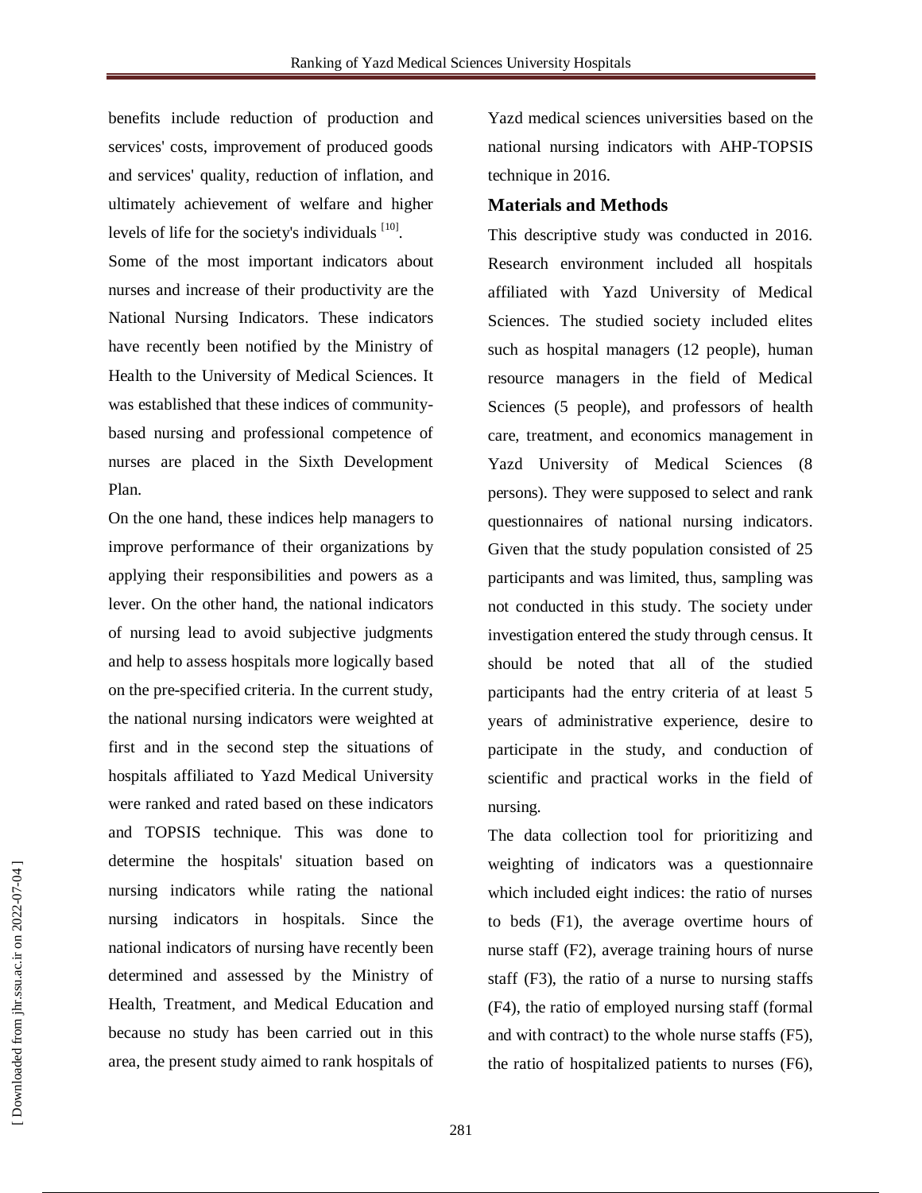benefits include reduction of production and services' costs, improvement of produced goods and services' quality, reduction of inflation, and ultimately achievement of welfare and higher levels of life for the society's individuals [10].

Some of the most important indicators about nurses and increase of their productivity are the National Nursing Indicators. These indicators have recently been notified by the Ministry of Health to the University of Medical Sciences. It was established that these indices of community-based nursing and professional competence of nurses are placed in the Sixth Development Plan.

On the one hand, these indices help managers to improve performance of their organizations by applying their responsibilities and powers as a lever. On the other hand, the national indicators of nursing lead to avoid subjective judgments and help to assess hospitals more logically based on the pre-specified criteria. In the current study, the national nursing indicators were weighted at first and in the second step the situations of hospitals affiliated to Yazd Medical University were ranked and rated based on these indicators and TOPSIS technique. This was done to determine the hospitals' situation based on nursing indicators while rating the national nursing indicators in hospitals. Since the national indicators of nursing have recently been determined and assessed by the Ministry of Health, Treatment, and Medical Education and because no study has been carried out in this area, the present study aimed to rank hospitals of Yazd medical sciences universities based on the national nursing indicators with AHP-TOPSIS technique in 2016.

## Materials and Methods

This descriptive study was conducted in 2016. Research environment included all hospitals affiliated with Yazd University of Medical Sciences. The studied society included elites such as hospital managers (12 people), human resource managers in the field of Medical Sciences (5 people), and professors of health care, treatment, and economics management in Yazd University of Medical Sciences (8 persons). They were supposed to select and rank questionnaires of national nursing indicators. Given that the study population consisted of 25 participants and was limited, thus, sampling was not conducted in this study. The society under investigation entered the study through census. It should be noted that all of the studied participants had the entry criteria of at least 5 years of administrative experience, desire to participate in the study, and conduction of scientific and practical works in the field of nursing.

The data collection tool for prioritizing and weighting of indicators was a questionnaire which included eight indices: the ratio of nurses to beds (F1), the average overtime hours of nurse staff (F2), average training hours of nurse staff (F3), the ratio of a nurse to nursing staffs (F4), the ratio of employed nursing staff (formal and with contract) to the whole nurse staffs (F5), the ratio of hospitalized patients to nurses (F6),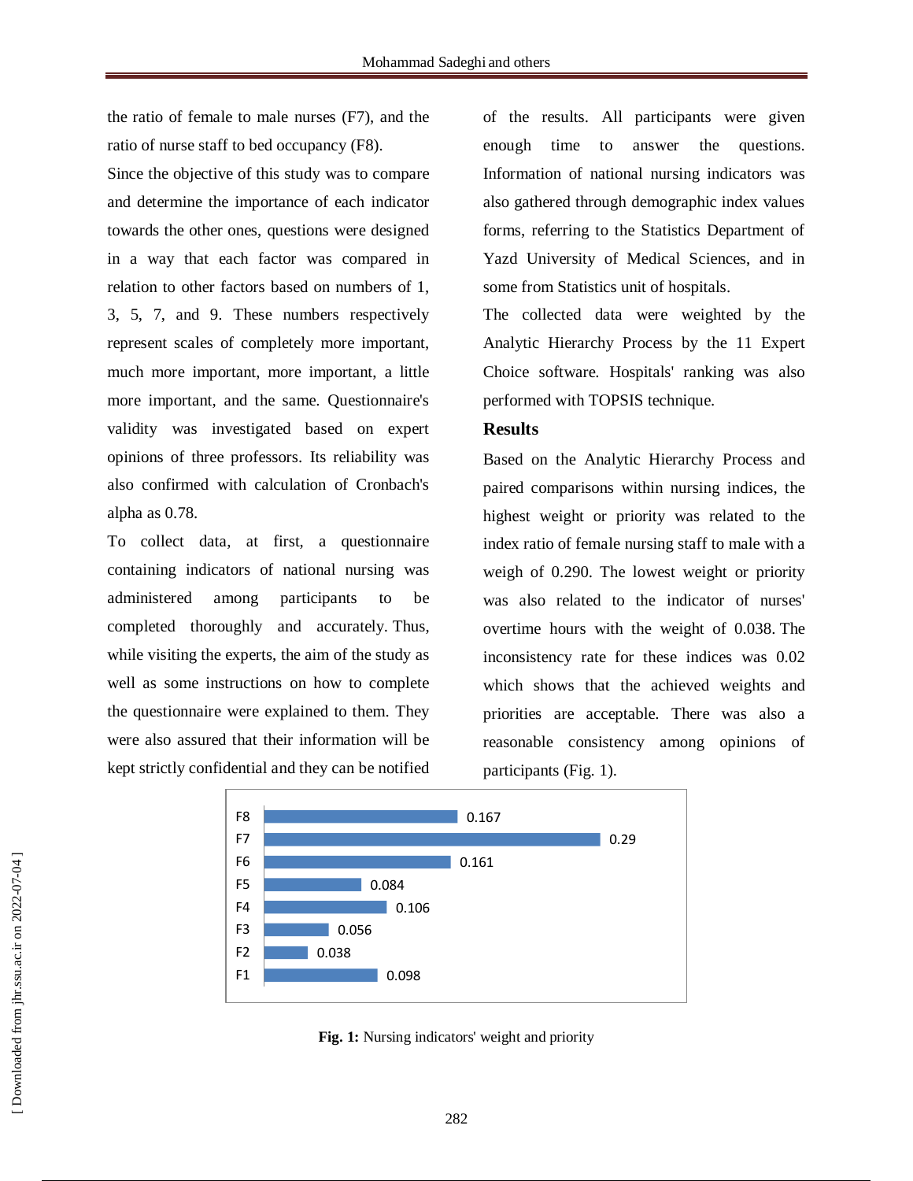the ratio of female to male nurses (F7), and the ratio of nurse staff to bed occupancy (F8).

Since the objective of this study was to compare and determine the importance of each indicator towards the other ones, questions were designed in a way that each factor was compared in relation to other factors based on numbers of 1, 3, 5, 7, and 9. These numbers respectively represent scales of completely more important, much more important, more important, a little more important, and the same. Questionnaire's validity was investigated based on expert opinions of three professors. Its reliability was also confirmed with calculation of Cronbach's alpha as 0.78.

To collect data, at first, a questionnaire containing indicators of national nursing was administered among participants to be completed thoroughly and accurately. Thus, while visiting the experts, the aim of the study as well as some instructions on how to complete the questionnaire were explained to them. They were also assured that their information will be kept strictly confidential and they can be notified of the results. All participants were given enough time to answer the questions. Information of national nursing indicators was also gathered through demographic index values forms, referring to the Statistics Department of Yazd University of Medical Sciences, and in some from Statistics unit of hospitals.

The collected data were weighted by the Analytic Hierarchy Process by the 11 Expert Choice software. Hospitals' ranking was also performed with TOPSIS technique.

## Results

Based on the Analytic Hierarchy Process and paired comparisons within nursing indices, the highest weight or priority was related to the index ratio of female nursing staff to male with a weigh of 0.290. The lowest weight or priority was also related to the indicator of nurses' overtime hours with the weight of 0.038. The inconsistency rate for these indices was 0.02 which shows that the achieved weights and priorities are acceptable. There was also a reasonable consistency among opinions of participants (Fig. 1).

| Indicator | Weight |
|---|---|
| F8 | 0.167 |
| F7 | 0.29 |
| F6 | 0.161 |
| F5 | 0.084 |
| F4 | 0.106 |
| F3 | 0.056 |
| F2 | 0.038 |
| F1 | 0.098 |

**Fig. 1:** Nursing indicators' weight and priority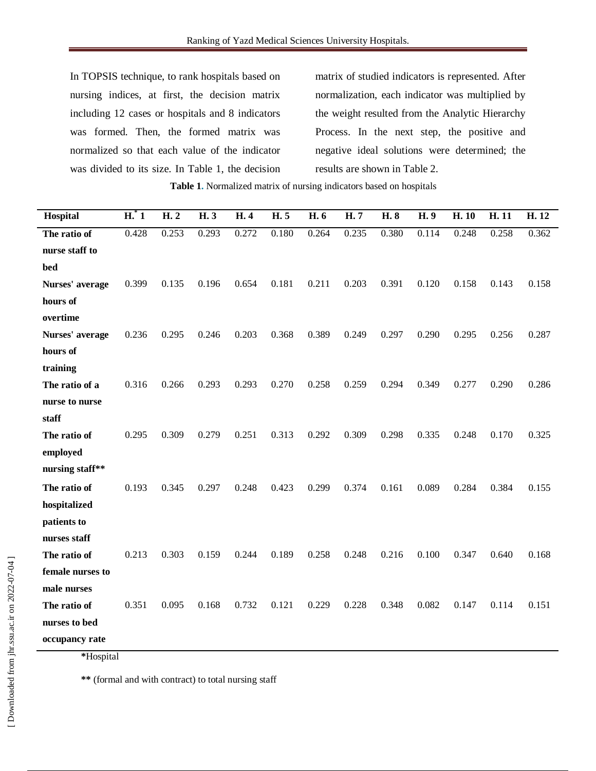In TOPSIS technique, to rank hospitals based on nursing indices, at first, the decision matrix including 12 cases or hospitals and 8 indicators was formed. Then, the formed matrix was normalized so that each value of the indicator was divided to its size. In Table 1, the decision matrix of studied indicators is represented. After normalization, each indicator was multiplied by the weight resulted from the Analytic Hierarchy Process. In the next step, the positive and negative ideal solutions were determined; the results are shown in Table 2.

**Table 1.** Normalized matrix of nursing indicators based on hospitals

| Hospital | H.* 1 | H. 2 | H. 3 | H. 4 | H. 5 | H. 6 | H. 7 | H. 8 | H. 9 | H. 10 | H. 11 | H. 12 |
|---|---|---|---|---|---|---|---|---|---|---|---|---|
| **The ratio of nurse staff to bed** | 0.428 | 0.253 | 0.293 | 0.272 | 0.180 | 0.264 | 0.235 | 0.380 | 0.114 | 0.248 | 0.258 | 0.362 |
| **Nurses' average hours of overtime** | 0.399 | 0.135 | 0.196 | 0.654 | 0.181 | 0.211 | 0.203 | 0.391 | 0.120 | 0.158 | 0.143 | 0.158 |
| **Nurses' average hours of training** | 0.236 | 0.295 | 0.246 | 0.203 | 0.368 | 0.389 | 0.249 | 0.297 | 0.290 | 0.295 | 0.256 | 0.287 |
| **The ratio of a nurse to nurse staff** | 0.316 | 0.266 | 0.293 | 0.293 | 0.270 | 0.258 | 0.259 | 0.294 | 0.349 | 0.277 | 0.290 | 0.286 |
| **The ratio of employed nursing staff\*\*** | 0.295 | 0.309 | 0.279 | 0.251 | 0.313 | 0.292 | 0.309 | 0.298 | 0.335 | 0.248 | 0.170 | 0.325 |
| **The ratio of hospitalized patients to nurses staff** | 0.193 | 0.345 | 0.297 | 0.248 | 0.423 | 0.299 | 0.374 | 0.161 | 0.089 | 0.284 | 0.384 | 0.155 |
| **The ratio of female nurses to male nurses** | 0.213 | 0.303 | 0.159 | 0.244 | 0.189 | 0.258 | 0.248 | 0.216 | 0.100 | 0.347 | 0.640 | 0.168 |
| **The ratio of nurses to bed occupancy rate** | 0.351 | 0.095 | 0.168 | 0.732 | 0.121 | 0.229 | 0.228 | 0.348 | 0.082 | 0.147 | 0.114 | 0.151 |

**\***Hospital

**\*\*** (formal and with contract) to total nursing staff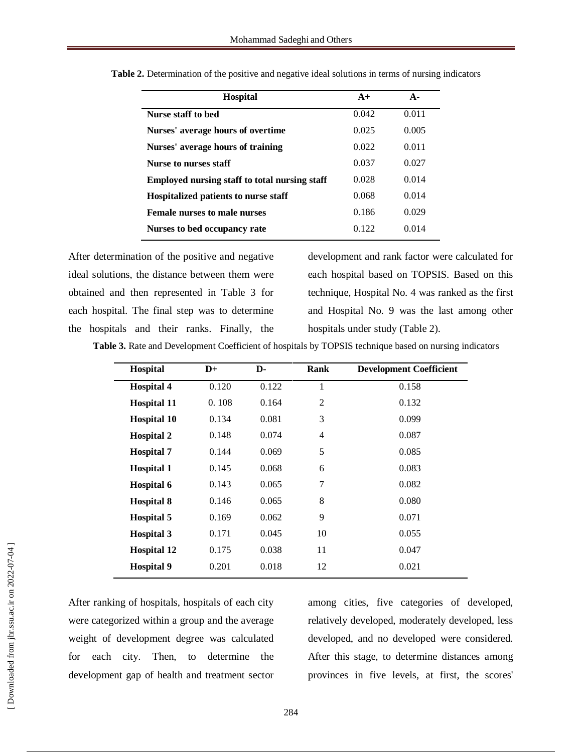**Table 2.** Determination of the positive and negative ideal solutions in terms of nursing indicators

| Hospital | A+ | A- |
|---|---|---|
| **Nurse staff to bed** | 0.042 | 0.011 |
| **Nurses' average hours of overtime** | 0.025 | 0.005 |
| **Nurses' average hours of training** | 0.022 | 0.011 |
| **Nurse to nurses staff** | 0.037 | 0.027 |
| **Employed nursing staff to total nursing staff** | 0.028 | 0.014 |
| **Hospitalized patients to nurse staff** | 0.068 | 0.014 |
| **Female nurses to male nurses** | 0.186 | 0.029 |
| **Nurses to bed occupancy rate** | 0.122 | 0.014 |

After determination of the positive and negative ideal solutions, the distance between them were obtained and then represented in Table 3 for each hospital. The final step was to determine the hospitals and their ranks. Finally, the development and rank factor were calculated for each hospital based on TOPSIS. Based on this technique, Hospital No. 4 was ranked as the first and Hospital No. 9 was the last among other hospitals under study (Table 2).

**Table 3.** Rate and Development Coefficient of hospitals by TOPSIS technique based on nursing indicators

| Hospital | D+ | D- | Rank | Development Coefficient |
|---|---|---|---|---|
| **Hospital 4** | 0.120 | 0.122 | 1 | 0.158 |
| **Hospital 11** | 0. 108 | 0.164 | 2 | 0.132 |
| **Hospital 10** | 0.134 | 0.081 | 3 | 0.099 |
| **Hospital 2** | 0.148 | 0.074 | 4 | 0.087 |
| **Hospital 7** | 0.144 | 0.069 | 5 | 0.085 |
| **Hospital 1** | 0.145 | 0.068 | 6 | 0.083 |
| **Hospital 6** | 0.143 | 0.065 | 7 | 0.082 |
| **Hospital 8** | 0.146 | 0.065 | 8 | 0.080 |
| **Hospital 5** | 0.169 | 0.062 | 9 | 0.071 |
| **Hospital 3** | 0.171 | 0.045 | 10 | 0.055 |
| **Hospital 12** | 0.175 | 0.038 | 11 | 0.047 |
| **Hospital 9** | 0.201 | 0.018 | 12 | 0.021 |

After ranking of hospitals, hospitals of each city were categorized within a group and the average weight of development degree was calculated for each city. Then, to determine the development gap of health and treatment sector among cities, five categories of developed, relatively developed, moderately developed, less developed, and no developed were considered. After this stage, to determine distances among provinces in five levels, at first, the scores'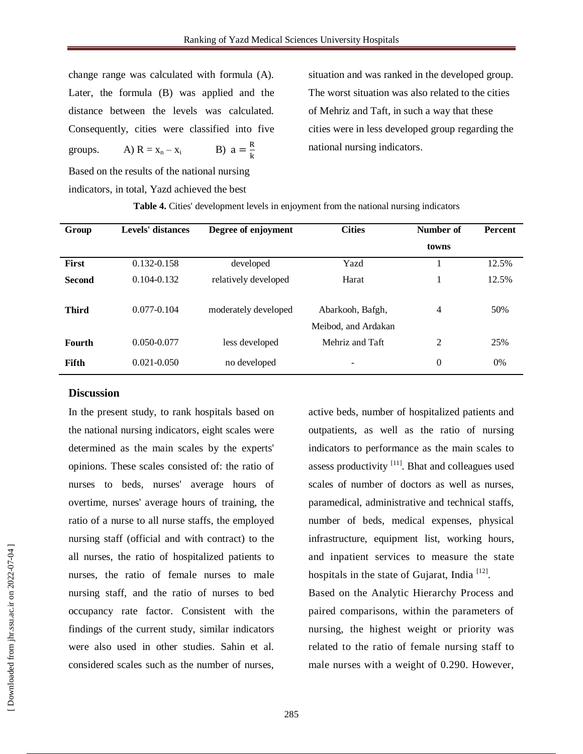change range was calculated with formula (A). Later, the formula (B) was applied and the distance between the levels was calculated. Consequently, cities were classified into five groups. A) $R = x_n - x_i$ B) $a = \frac{R}{k}$

Based on the results of the national nursing indicators, in total, Yazd achieved the best situation and was ranked in the developed group. The worst situation was also related to the cities of Mehriz and Taft, in such a way that these cities were in less developed group regarding the national nursing indicators.

**Table 4.** Cities' development levels in enjoyment from the national nursing indicators

| Group | Levels' distances | Degree of enjoyment | Cities | Number of towns | Percent |
|---|---|---|---|---|---|
| **First** | 0.132-0.158 | developed | Yazd | 1 | 12.5% |
| **Second** | 0.104-0.132 | relatively developed | Harat | 1 | 12.5% |
| **Third** | 0.077-0.104 | moderately developed | Abarkooh, Bafgh, Meibod, and Ardakan | 4 | 50% |
| **Fourth** | 0.050-0.077 | less developed | Mehriz and Taft | 2 | 25% |
| **Fifth** | 0.021-0.050 | no developed | - | 0 | 0% |

## Discussion

In the present study, to rank hospitals based on the national nursing indicators, eight scales were determined as the main scales by the experts' opinions. These scales consisted of: the ratio of nurses to beds, nurses' average hours of overtime, nurses' average hours of training, the ratio of a nurse to all nurse staffs, the employed nursing staff (official and with contract) to the all nurses, the ratio of hospitalized patients to nurses, the ratio of female nurses to male nursing staff, and the ratio of nurses to bed occupancy rate factor. Consistent with the findings of the current study, similar indicators were also used in other studies. Sahin et al. considered scales such as the number of nurses, active beds, number of hospitalized patients and outpatients, as well as the ratio of nursing indicators to performance as the main scales to assess productivity [11]. Bhat and colleagues used scales of number of doctors as well as nurses, paramedical, administrative and technical staffs, number of beds, medical expenses, physical infrastructure, equipment list, working hours, and inpatient services to measure the state hospitals in the state of Gujarat, India [12].

Based on the Analytic Hierarchy Process and paired comparisons, within the parameters of nursing, the highest weight or priority was related to the ratio of female nursing staff to male nurses with a weight of 0.290. However,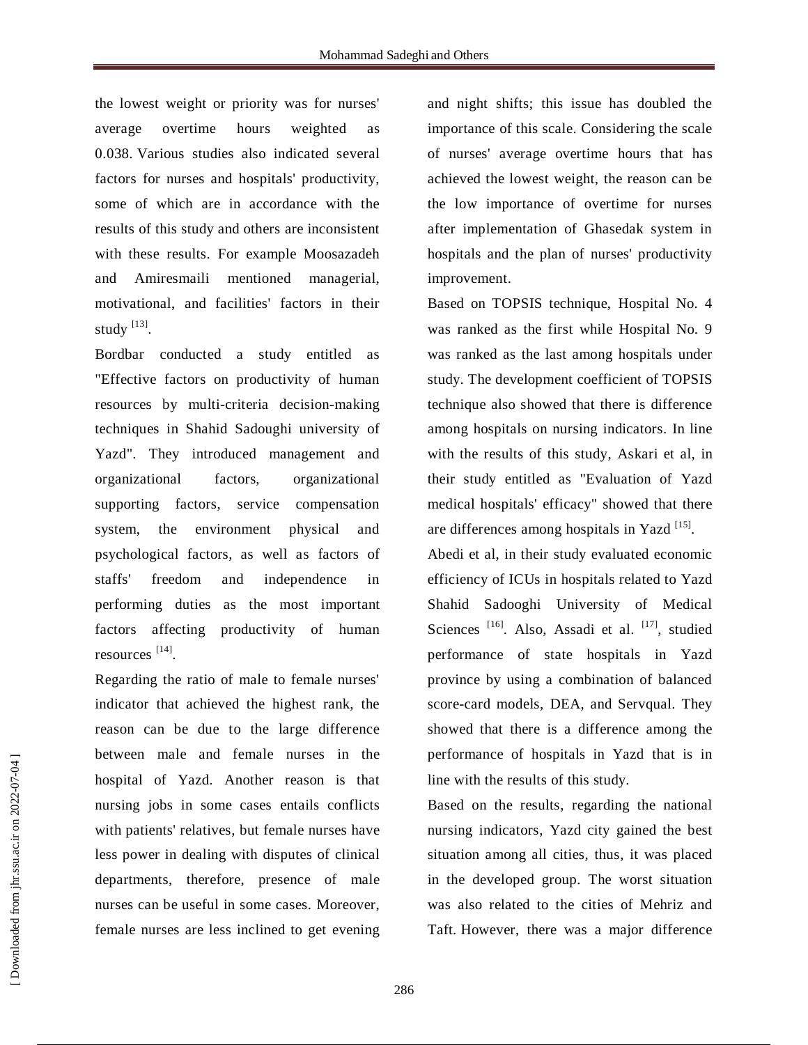the lowest weight or priority was for nurses' average overtime hours weighted as 0.038. Various studies also indicated several factors for nurses and hospitals' productivity, some of which are in accordance with the results of this study and others are inconsistent with these results. For example Moosazadeh and Amiresmaili mentioned managerial, motivational, and facilities' factors in their study [13].

Bordbar conducted a study entitled as "Effective factors on productivity of human resources by multi-criteria decision-making techniques in Shahid Sadoughi university of Yazd". They introduced management and organizational factors, organizational supporting factors, service compensation system, the environment physical and psychological factors, as well as factors of staffs' freedom and independence in performing duties as the most important factors affecting productivity of human resources [14].

Regarding the ratio of male to female nurses' indicator that achieved the highest rank, the reason can be due to the large difference between male and female nurses in the hospital of Yazd. Another reason is that nursing jobs in some cases entails conflicts with patients' relatives, but female nurses have less power in dealing with disputes of clinical departments, therefore, presence of male nurses can be useful in some cases. Moreover, female nurses are less inclined to get evening and night shifts; this issue has doubled the importance of this scale. Considering the scale of nurses' average overtime hours that has achieved the lowest weight, the reason can be the low importance of overtime for nurses after implementation of Ghasedak system in hospitals and the plan of nurses' productivity improvement.

Based on TOPSIS technique, Hospital No. 4 was ranked as the first while Hospital No. 9 was ranked as the last among hospitals under study. The development coefficient of TOPSIS technique also showed that there is difference among hospitals on nursing indicators. In line with the results of this study, Askari et al, in their study entitled as "Evaluation of Yazd medical hospitals' efficacy" showed that there are differences among hospitals in Yazd [15].

Abedi et al, in their study evaluated economic efficiency of ICUs in hospitals related to Yazd Shahid Sadooghi University of Medical Sciences [16]. Also, Assadi et al. [17], studied performance of state hospitals in Yazd province by using a combination of balanced score-card models, DEA, and Servqual. They showed that there is a difference among the performance of hospitals in Yazd that is in line with the results of this study.

Based on the results, regarding the national nursing indicators, Yazd city gained the best situation among all cities, thus, it was placed in the developed group. The worst situation was also related to the cities of Mehriz and Taft. However, there was a major difference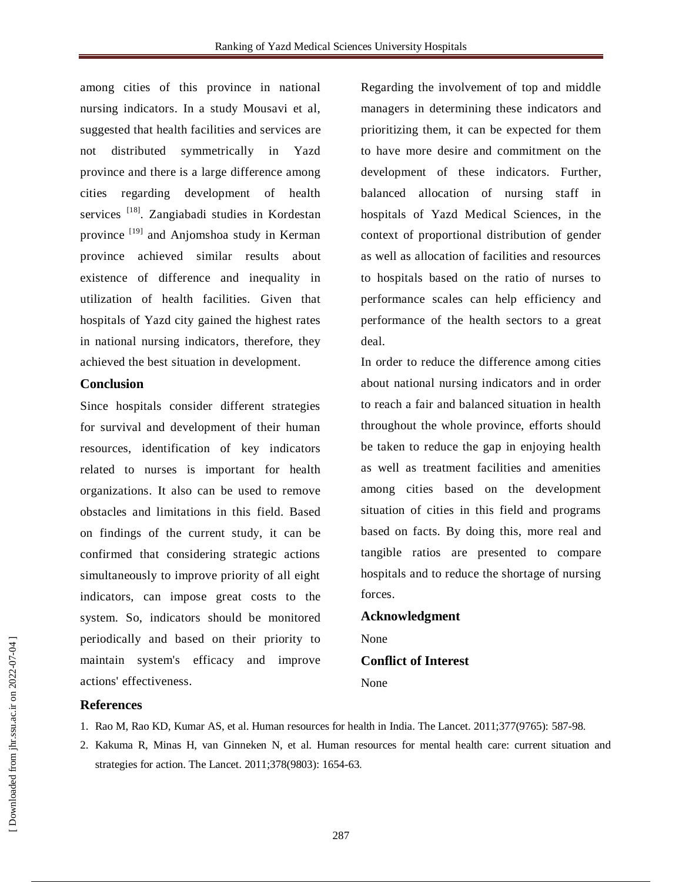among cities of this province in national nursing indicators. In a study Mousavi et al, suggested that health facilities and services are not distributed symmetrically in Yazd province and there is a large difference among cities regarding development of health services [18]. Zangiabadi studies in Kordestan province [19] and Anjomshoa study in Kerman province achieved similar results about existence of difference and inequality in utilization of health facilities. Given that hospitals of Yazd city gained the highest rates in national nursing indicators, therefore, they achieved the best situation in development.

## Conclusion

Since hospitals consider different strategies for survival and development of their human resources, identification of key indicators related to nurses is important for health organizations. It also can be used to remove obstacles and limitations in this field. Based on findings of the current study, it can be confirmed that considering strategic actions simultaneously to improve priority of all eight indicators, can impose great costs to the system. So, indicators should be monitored periodically and based on their priority to maintain system's efficacy and improve actions' effectiveness.

Regarding the involvement of top and middle managers in determining these indicators and prioritizing them, it can be expected for them to have more desire and commitment on the development of these indicators. Further, balanced allocation of nursing staff in hospitals of Yazd Medical Sciences, in the context of proportional distribution of gender as well as allocation of facilities and resources to hospitals based on the ratio of nurses to performance scales can help efficiency and performance of the health sectors to a great deal.

In order to reduce the difference among cities about national nursing indicators and in order to reach a fair and balanced situation in health throughout the whole province, efforts should be taken to reduce the gap in enjoying health as well as treatment facilities and amenities among cities based on the development situation of cities in this field and programs based on facts. By doing this, more real and tangible ratios are presented to compare hospitals and to reduce the shortage of nursing forces.

## Acknowledgment

None

## Conflict of Interest

None

## References

1. Rao M, Rao KD, Kumar AS, et al. Human resources for health in India. The Lancet. 2011;377(9765): 587-98.
2. Kakuma R, Minas H, van Ginneken N, et al. Human resources for mental health care: current situation and strategies for action. The Lancet. 2011;378(9803): 1654-63.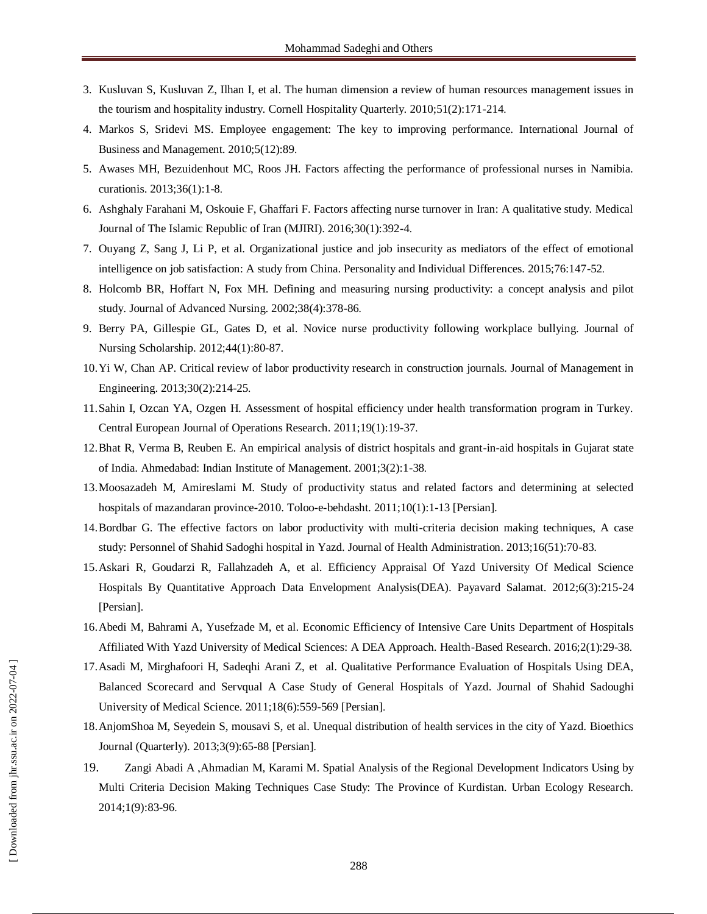3. Kusluvan S, Kusluvan Z, Ilhan I, et al. The human dimension a review of human resources management issues in the tourism and hospitality industry. Cornell Hospitality Quarterly. 2010;51(2):171-214.
4. Markos S, Sridevi MS. Employee engagement: The key to improving performance. International Journal of Business and Management. 2010;5(12):89.
5. Awases MH, Bezuidenhout MC, Roos JH. Factors affecting the performance of professional nurses in Namibia. curationis. 2013;36(1):1-8.
6. Ashghaly Farahani M, Oskouie F, Ghaffari F. Factors affecting nurse turnover in Iran: A qualitative study. Medical Journal of The Islamic Republic of Iran (MJIRI). 2016;30(1):392-4.
7. Ouyang Z, Sang J, Li P, et al. Organizational justice and job insecurity as mediators of the effect of emotional intelligence on job satisfaction: A study from China. Personality and Individual Differences. 2015;76:147-52.
8. Holcomb BR, Hoffart N, Fox MH. Defining and measuring nursing productivity: a concept analysis and pilot study. Journal of Advanced Nursing. 2002;38(4):378-86.
9. Berry PA, Gillespie GL, Gates D, et al. Novice nurse productivity following workplace bullying. Journal of Nursing Scholarship. 2012;44(1):80-87.
10. Yi W, Chan AP. Critical review of labor productivity research in construction journals. Journal of Management in Engineering. 2013;30(2):214-25.
11. Sahin I, Ozcan YA, Ozgen H. Assessment of hospital efficiency under health transformation program in Turkey. Central European Journal of Operations Research. 2011;19(1):19-37.
12. Bhat R, Verma B, Reuben E. An empirical analysis of district hospitals and grant-in-aid hospitals in Gujarat state of India. Ahmedabad: Indian Institute of Management. 2001;3(2):1-38.
13. Moosazadeh M, Amireslami M. Study of productivity status and related factors and determining at selected hospitals of mazandaran province-2010. Toloo-e-behdasht. 2011;10(1):1-13 [Persian].
14. Bordbar G. The effective factors on labor productivity with multi-criteria decision making techniques, A case study: Personnel of Shahid Sadoghi hospital in Yazd. Journal of Health Administration. 2013;16(51):70-83.
15. Askari R, Goudarzi R, Fallahzadeh A, et al. Efficiency Appraisal Of Yazd University Of Medical Science Hospitals By Quantitative Approach Data Envelopment Analysis(DEA). Payavard Salamat. 2012;6(3):215-24 [Persian].
16. Abedi M, Bahrami A, Yusefzade M, et al. Economic Efficiency of Intensive Care Units Department of Hospitals Affiliated With Yazd University of Medical Sciences: A DEA Approach. Health-Based Research. 2016;2(1):29-38.
17. Asadi M, Mirghafoori H, Sadeqhi Arani Z, et al. Qualitative Performance Evaluation of Hospitals Using DEA, Balanced Scorecard and Servqual A Case Study of General Hospitals of Yazd. Journal of Shahid Sadoughi University of Medical Science. 2011;18(6):559-569 [Persian].
18. AnjomShoa M, Seyedein S, mousavi S, et al. Unequal distribution of health services in the city of Yazd. Bioethics Journal (Quarterly). 2013;3(9):65-88 [Persian].
19. Zangi Abadi A ,Ahmadian M, Karami M. Spatial Analysis of the Regional Development Indicators Using by Multi Criteria Decision Making Techniques Case Study: The Province of Kurdistan. Urban Ecology Research. 2014;1(9):83-96.